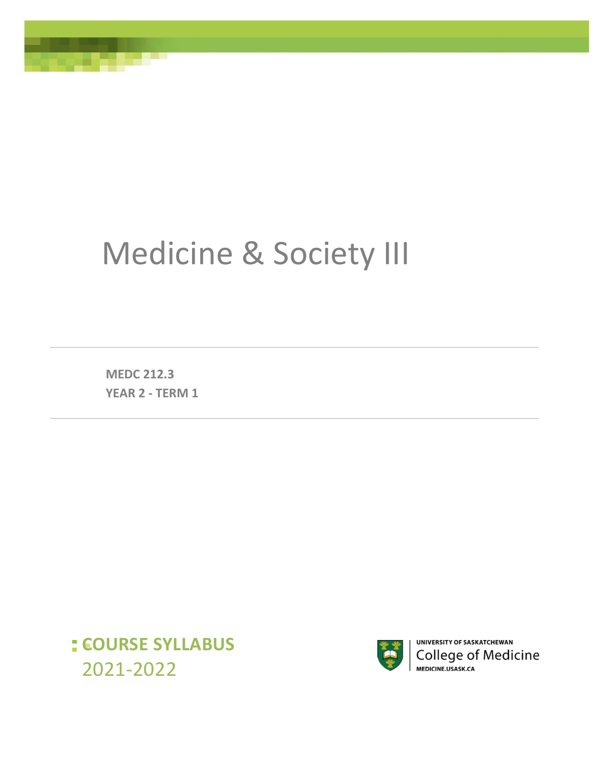# Medicine & Society III

**MEDC 212.3**
**YEAR 2 - TERM 1**

**COURSE SYLLABUS**
2021-2022

UNIVERSITY OF SASKATCHEWAN
College of Medicine
MEDICINE.USASK.CA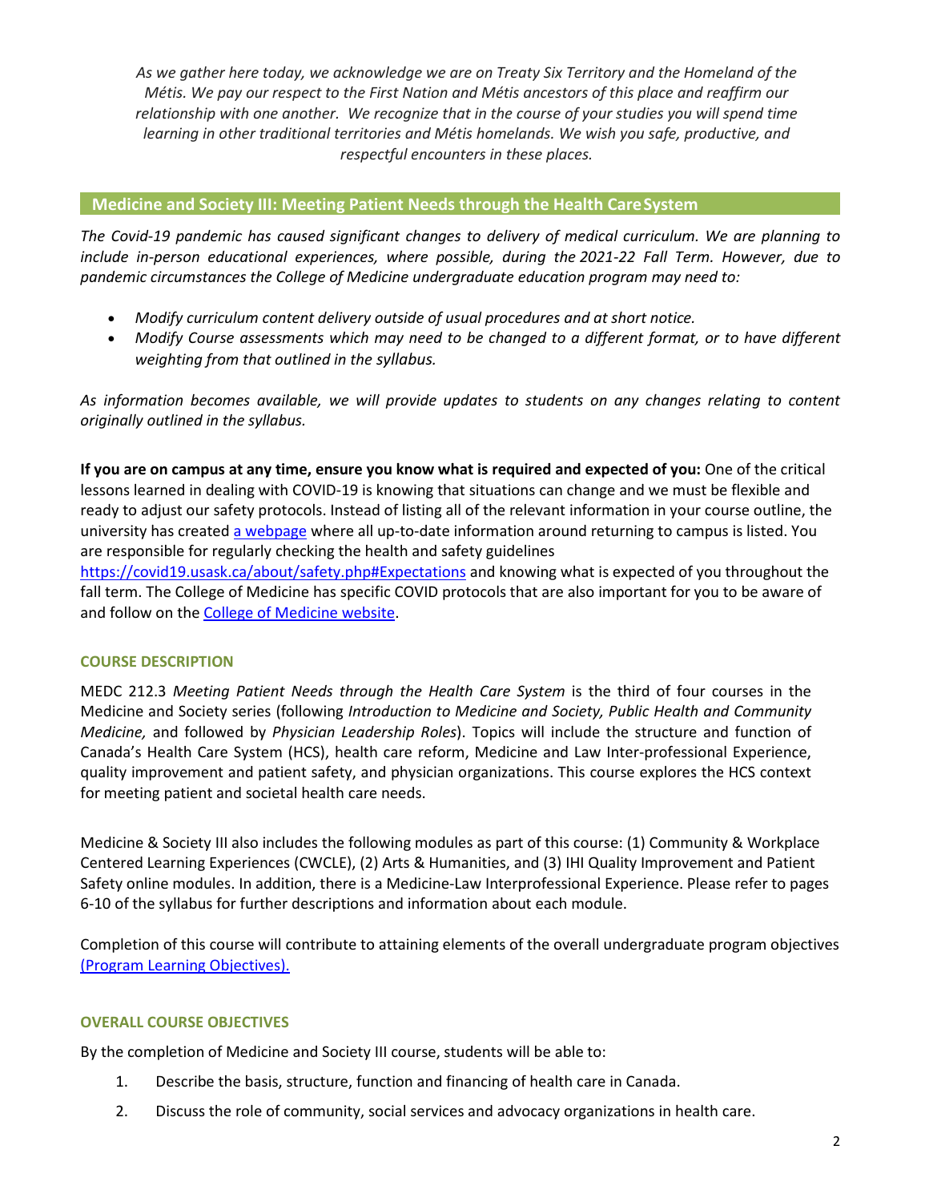*As we gather here today, we acknowledge we are on Treaty Six Territory and the Homeland of the Métis. We pay our respect to the First Nation and Métis ancestors of this place and reaffirm our relationship with one another. We recognize that in the course of your studies you will spend time learning in other traditional territories and Métis homelands. We wish you safe, productive, and respectful encounters in these places.*

## Medicine and Society III: Meeting Patient Needs through the Health Care System

*The Covid-19 pandemic has caused significant changes to delivery of medical curriculum. We are planning to include in-person educational experiences, where possible, during the 2021-22 Fall Term. However, due to pandemic circumstances the College of Medicine undergraduate education program may need to:*

- *Modify curriculum content delivery outside of usual procedures and at short notice.*
- *Modify Course assessments which may need to be changed to a different format, or to have different weighting from that outlined in the syllabus.*

*As information becomes available, we will provide updates to students on any changes relating to content originally outlined in the syllabus.*

**If you are on campus at any time, ensure you know what is required and expected of you:** One of the critical lessons learned in dealing with COVID-19 is knowing that situations can change and we must be flexible and ready to adjust our safety protocols. Instead of listing all of the relevant information in your course outline, the university has created [a webpage] where all up-to-date information around returning to campus is listed. You are responsible for regularly checking the health and safety guidelines https://covid19.usask.ca/about/safety.php#Expectations and knowing what is expected of you throughout the fall term. The College of Medicine has specific COVID protocols that are also important for you to be aware of and follow on the [College of Medicine website].

### COURSE DESCRIPTION

MEDC 212.3 *Meeting Patient Needs through the Health Care System* is the third of four courses in the Medicine and Society series (following *Introduction to Medicine and Society, Public Health and Community Medicine,* and followed by *Physician Leadership Roles*). Topics will include the structure and function of Canada's Health Care System (HCS), health care reform, Medicine and Law Inter-professional Experience, quality improvement and patient safety, and physician organizations. This course explores the HCS context for meeting patient and societal health care needs.

Medicine & Society III also includes the following modules as part of this course: (1) Community & Workplace Centered Learning Experiences (CWCLE), (2) Arts & Humanities, and (3) IHI Quality Improvement and Patient Safety online modules. In addition, there is a Medicine-Law Interprofessional Experience. Please refer to pages 6-10 of the syllabus for further descriptions and information about each module.

Completion of this course will contribute to attaining elements of the overall undergraduate program objectives [(Program Learning Objectives).]

### OVERALL COURSE OBJECTIVES

By the completion of Medicine and Society III course, students will be able to:

1. Describe the basis, structure, function and financing of health care in Canada.
2. Discuss the role of community, social services and advocacy organizations in health care.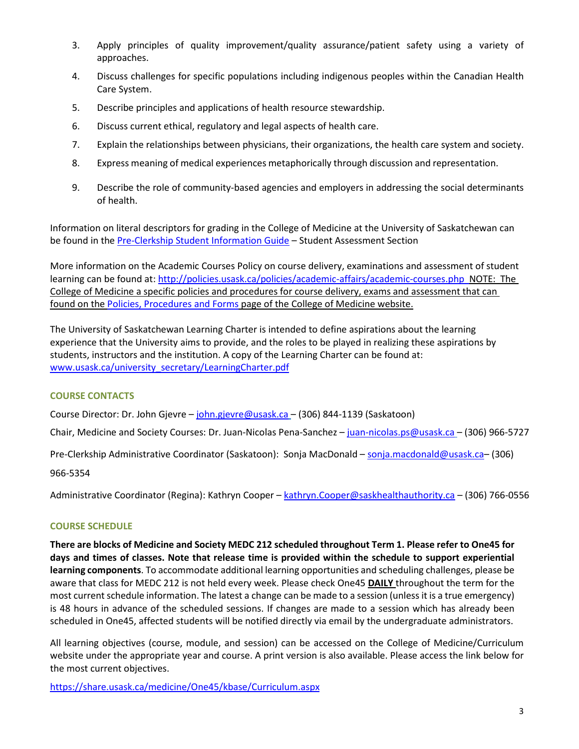3. Apply principles of quality improvement/quality assurance/patient safety using a variety of approaches.
4. Discuss challenges for specific populations including indigenous peoples within the Canadian Health Care System.
5. Describe principles and applications of health resource stewardship.
6. Discuss current ethical, regulatory and legal aspects of health care.
7. Explain the relationships between physicians, their organizations, the health care system and society.
8. Express meaning of medical experiences metaphorically through discussion and representation.
9. Describe the role of community-based agencies and employers in addressing the social determinants of health.

Information on literal descriptors for grading in the College of Medicine at the University of Saskatchewan can be found in the Pre-Clerkship Student Information Guide – Student Assessment Section

More information on the Academic Courses Policy on course delivery, examinations and assessment of student learning can be found at: http://policies.usask.ca/policies/academic-affairs/academic-courses.php NOTE: The College of Medicine a specific policies and procedures for course delivery, exams and assessment that can found on the Policies, Procedures and Forms page of the College of Medicine website.

The University of Saskatchewan Learning Charter is intended to define aspirations about the learning experience that the University aims to provide, and the roles to be played in realizing these aspirations by students, instructors and the institution. A copy of the Learning Charter can be found at: www.usask.ca/university_secretary/LearningCharter.pdf

## COURSE CONTACTS

Course Director: Dr. John Gjevre – john.gjevre@usask.ca – (306) 844-1139 (Saskatoon)

Chair, Medicine and Society Courses: Dr. Juan-Nicolas Pena-Sanchez – juan-nicolas.ps@usask.ca – (306) 966-5727

Pre-Clerkship Administrative Coordinator (Saskatoon): Sonja MacDonald – sonja.macdonald@usask.ca– (306) 966-5354

Administrative Coordinator (Regina): Kathryn Cooper – kathryn.Cooper@saskhealthauthority.ca – (306) 766-0556

## COURSE SCHEDULE

**There are blocks of Medicine and Society MEDC 212 scheduled throughout Term 1. Please refer to One45 for days and times of classes. Note that release time is provided within the schedule to support experiential learning components**. To accommodate additional learning opportunities and scheduling challenges, please be aware that class for MEDC 212 is not held every week. Please check One45 **DAILY** throughout the term for the most current schedule information. The latest a change can be made to a session (unless it is a true emergency) is 48 hours in advance of the scheduled sessions. If changes are made to a session which has already been scheduled in One45, affected students will be notified directly via email by the undergraduate administrators.

All learning objectives (course, module, and session) can be accessed on the College of Medicine/Curriculum website under the appropriate year and course. A print version is also available. Please access the link below for the most current objectives.

https://share.usask.ca/medicine/One45/kbase/Curriculum.aspx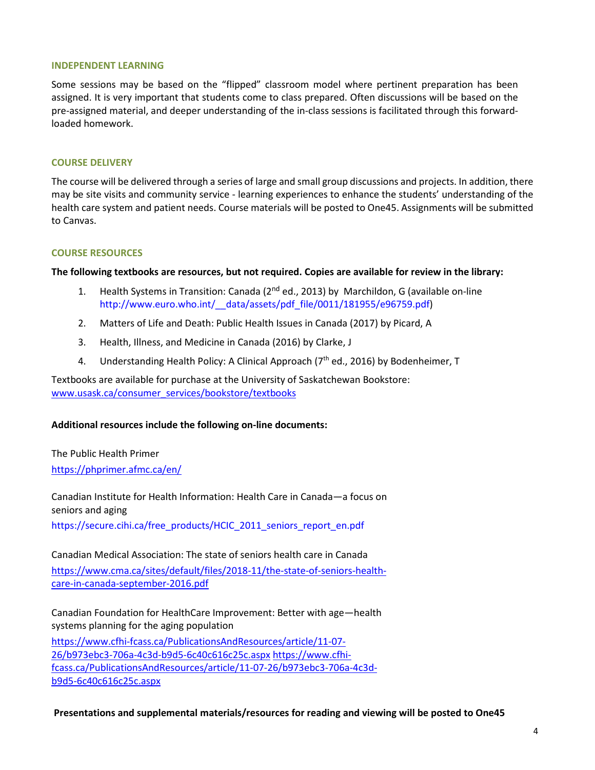## INDEPENDENT LEARNING

Some sessions may be based on the "flipped" classroom model where pertinent preparation has been assigned. It is very important that students come to class prepared. Often discussions will be based on the pre-assigned material, and deeper understanding of the in-class sessions is facilitated through this forward-loaded homework.

## COURSE DELIVERY

The course will be delivered through a series of large and small group discussions and projects. In addition, there may be site visits and community service - learning experiences to enhance the students' understanding of the health care system and patient needs. Course materials will be posted to One45. Assignments will be submitted to Canvas.

## COURSE RESOURCES

**The following textbooks are resources, but not required. Copies are available for review in the library:**

1. Health Systems in Transition: Canada (2nd ed., 2013) by Marchildon, G (available on-line http://www.euro.who.int/__data/assets/pdf_file/0011/181955/e96759.pdf)
2. Matters of Life and Death: Public Health Issues in Canada (2017) by Picard, A
3. Health, Illness, and Medicine in Canada (2016) by Clarke, J
4. Understanding Health Policy: A Clinical Approach (7th ed., 2016) by Bodenheimer, T

Textbooks are available for purchase at the University of Saskatchewan Bookstore:
www.usask.ca/consumer_services/bookstore/textbooks

**Additional resources include the following on-line documents:**

The Public Health Primer
https://phprimer.afmc.ca/en/

Canadian Institute for Health Information: Health Care in Canada—a focus on seniors and aging
https://secure.cihi.ca/free_products/HCIC_2011_seniors_report_en.pdf

Canadian Medical Association: The state of seniors health care in Canada
https://www.cma.ca/sites/default/files/2018-11/the-state-of-seniors-health-care-in-canada-september-2016.pdf

Canadian Foundation for HealthCare Improvement: Better with age—health systems planning for the aging population
https://www.cfhi-fcass.ca/PublicationsAndResources/article/11-07-26/b973ebc3-706a-4c3d-b9d5-6c40c616c25c.aspx https://www.cfhi-fcass.ca/PublicationsAndResources/article/11-07-26/b973ebc3-706a-4c3d-b9d5-6c40c616c25c.aspx

**Presentations and supplemental materials/resources for reading and viewing will be posted to One45**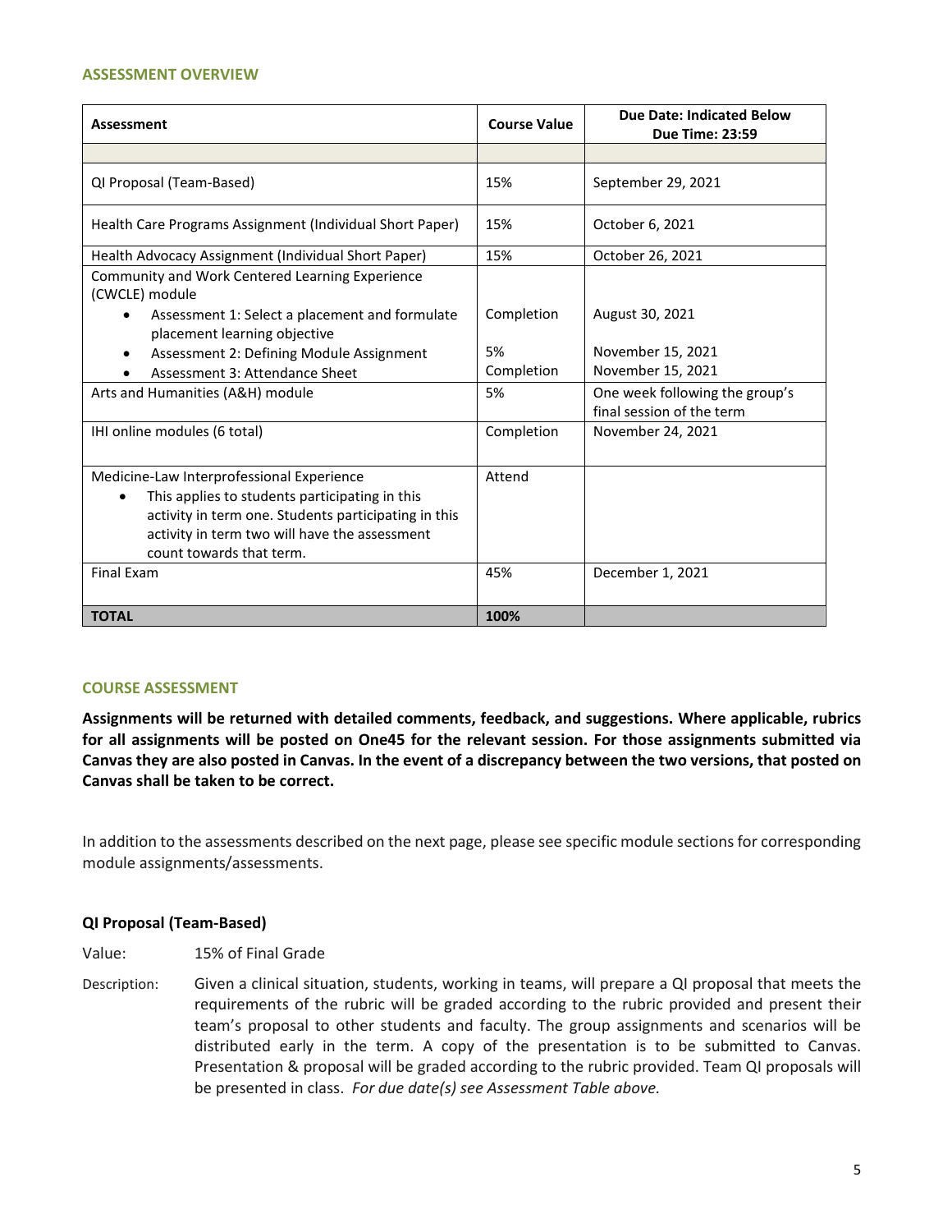### ASSESSMENT OVERVIEW

| Assessment | Course Value | Due Date: Indicated Below Due Time: 23:59 |
|---|---|---|
| | | |
| QI Proposal (Team-Based) | 15% | September 29, 2021 |
| Health Care Programs Assignment (Individual Short Paper) | 15% | October 6, 2021 |
| Health Advocacy Assignment (Individual Short Paper) | 15% | October 26, 2021 |
| Community and Work Centered Learning Experience (CWCLE) module<br>• Assessment 1: Select a placement and formulate placement learning objective<br>• Assessment 2: Defining Module Assignment<br>• Assessment 3: Attendance Sheet | <br><br>Completion<br><br>5%<br>Completion | <br><br>August 30, 2021<br><br>November 15, 2021<br>November 15, 2021 |
| Arts and Humanities (A&H) module | 5% | One week following the group's final session of the term |
| IHI online modules (6 total) | Completion | November 24, 2021 |
| Medicine-Law Interprofessional Experience<br>• This applies to students participating in this activity in term one. Students participating in this activity in term two will have the assessment count towards that term. | Attend | |
| Final Exam | 45% | December 1, 2021 |
| **TOTAL** | **100%** | |

### COURSE ASSESSMENT

**Assignments will be returned with detailed comments, feedback, and suggestions. Where applicable, rubrics for all assignments will be posted on One45 for the relevant session. For those assignments submitted via Canvas they are also posted in Canvas. In the event of a discrepancy between the two versions, that posted on Canvas shall be taken to be correct.**

In addition to the assessments described on the next page, please see specific module sections for corresponding module assignments/assessments.

**QI Proposal (Team-Based)**

Value: 15% of Final Grade

Description: Given a clinical situation, students, working in teams, will prepare a QI proposal that meets the requirements of the rubric will be graded according to the rubric provided and present their team's proposal to other students and faculty. The group assignments and scenarios will be distributed early in the term. A copy of the presentation is to be submitted to Canvas. Presentation & proposal will be graded according to the rubric provided. Team QI proposals will be presented in class. *For due date(s) see Assessment Table above.*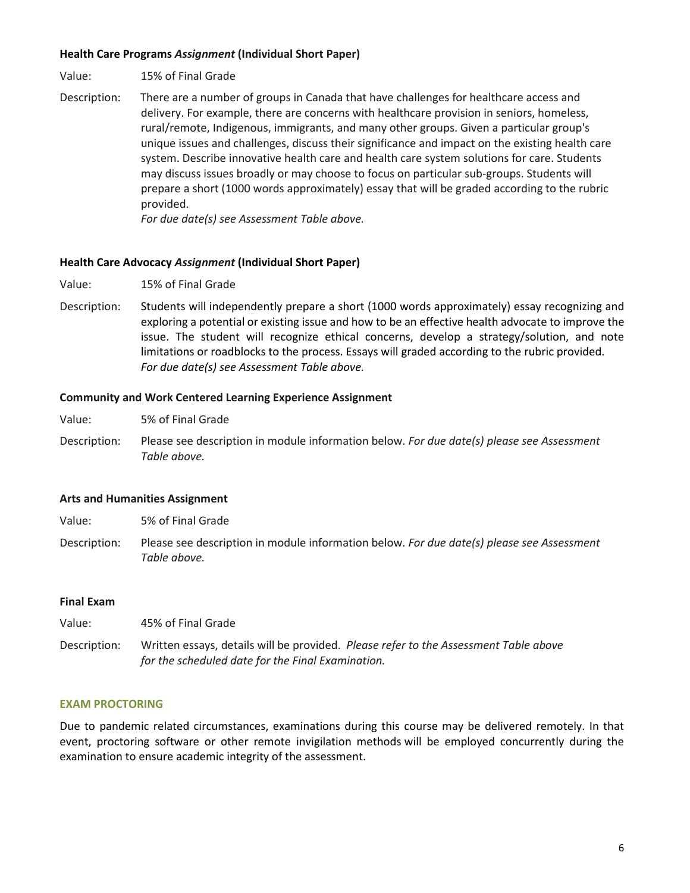**Health Care Programs *Assignment* (Individual Short Paper)**

Value: 15% of Final Grade

Description: There are a number of groups in Canada that have challenges for healthcare access and delivery. For example, there are concerns with healthcare provision in seniors, homeless, rural/remote, Indigenous, immigrants, and many other groups. Given a particular group's unique issues and challenges, discuss their significance and impact on the existing health care system. Describe innovative health care and health care system solutions for care. Students may discuss issues broadly or may choose to focus on particular sub-groups. Students will prepare a short (1000 words approximately) essay that will be graded according to the rubric provided.
*For due date(s) see Assessment Table above.*

**Health Care Advocacy *Assignment* (Individual Short Paper)**

Value: 15% of Final Grade

Description: Students will independently prepare a short (1000 words approximately) essay recognizing and exploring a potential or existing issue and how to be an effective health advocate to improve the issue. The student will recognize ethical concerns, develop a strategy/solution, and note limitations or roadblocks to the process. Essays will graded according to the rubric provided.
*For due date(s) see Assessment Table above.*

**Community and Work Centered Learning Experience Assignment**

Value: 5% of Final Grade

Description: Please see description in module information below. *For due date(s) please see Assessment Table above.*

**Arts and Humanities Assignment**

Value: 5% of Final Grade

Description: Please see description in module information below. *For due date(s) please see Assessment Table above.*

**Final Exam**

Value: 45% of Final Grade

Description: Written essays, details will be provided. *Please refer to the Assessment Table above for the scheduled date for the Final Examination.*

## EXAM PROCTORING

Due to pandemic related circumstances, examinations during this course may be delivered remotely. In that event, proctoring software or other remote invigilation methods will be employed concurrently during the examination to ensure academic integrity of the assessment.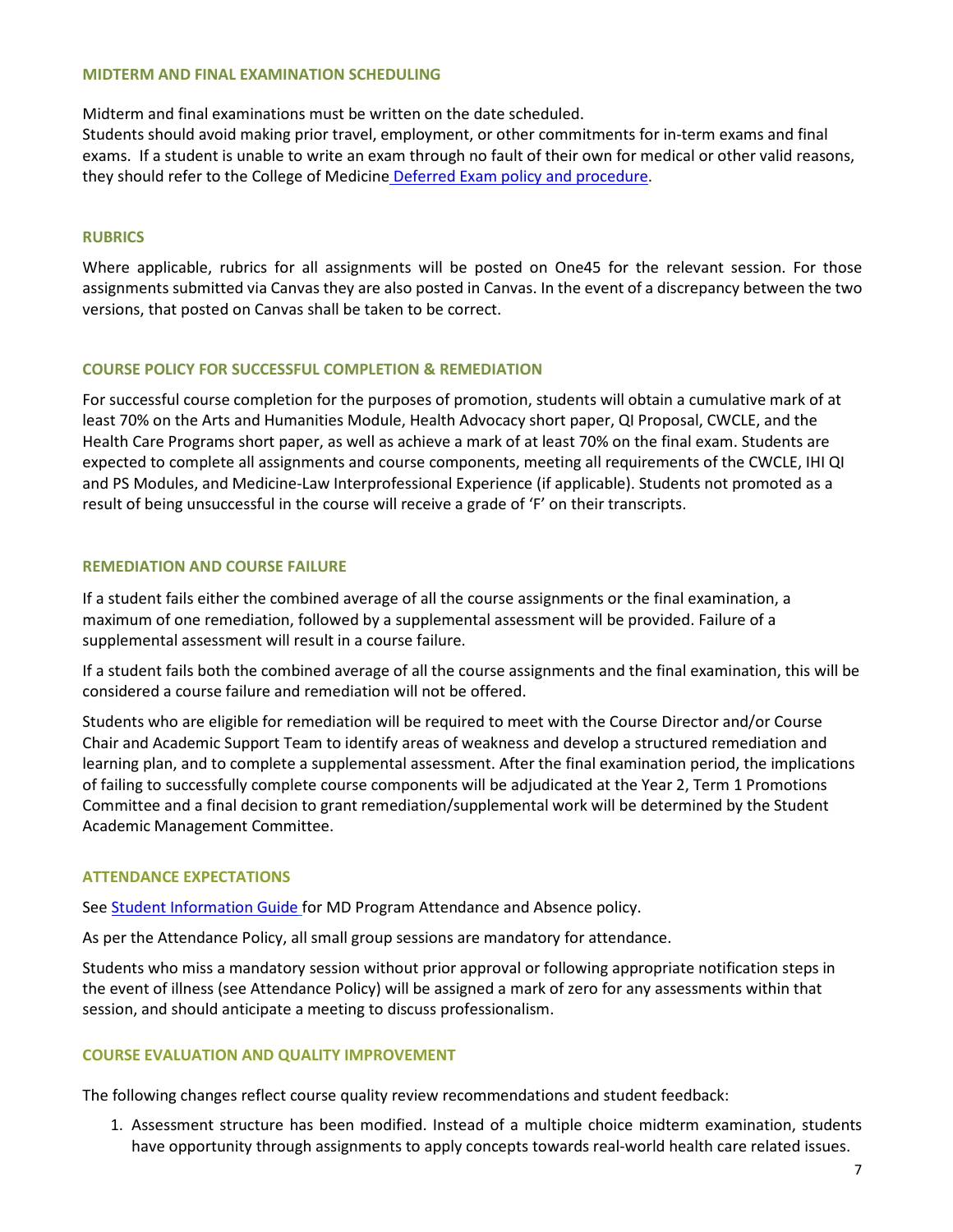### MIDTERM AND FINAL EXAMINATION SCHEDULING

Midterm and final examinations must be written on the date scheduled.
Students should avoid making prior travel, employment, or other commitments for in-term exams and final exams. If a student is unable to write an exam through no fault of their own for medical or other valid reasons, they should refer to the College of Medicine Deferred Exam policy and procedure.

### RUBRICS

Where applicable, rubrics for all assignments will be posted on One45 for the relevant session. For those assignments submitted via Canvas they are also posted in Canvas. In the event of a discrepancy between the two versions, that posted on Canvas shall be taken to be correct.

### COURSE POLICY FOR SUCCESSFUL COMPLETION & REMEDIATION

For successful course completion for the purposes of promotion, students will obtain a cumulative mark of at least 70% on the Arts and Humanities Module, Health Advocacy short paper, QI Proposal, CWCLE, and the Health Care Programs short paper, as well as achieve a mark of at least 70% on the final exam. Students are expected to complete all assignments and course components, meeting all requirements of the CWCLE, IHI QI and PS Modules, and Medicine-Law Interprofessional Experience (if applicable). Students not promoted as a result of being unsuccessful in the course will receive a grade of 'F' on their transcripts.

### REMEDIATION AND COURSE FAILURE

If a student fails either the combined average of all the course assignments or the final examination, a maximum of one remediation, followed by a supplemental assessment will be provided. Failure of a supplemental assessment will result in a course failure.

If a student fails both the combined average of all the course assignments and the final examination, this will be considered a course failure and remediation will not be offered.

Students who are eligible for remediation will be required to meet with the Course Director and/or Course Chair and Academic Support Team to identify areas of weakness and develop a structured remediation and learning plan, and to complete a supplemental assessment. After the final examination period, the implications of failing to successfully complete course components will be adjudicated at the Year 2, Term 1 Promotions Committee and a final decision to grant remediation/supplemental work will be determined by the Student Academic Management Committee.

### ATTENDANCE EXPECTATIONS

See Student Information Guide for MD Program Attendance and Absence policy.

As per the Attendance Policy, all small group sessions are mandatory for attendance.

Students who miss a mandatory session without prior approval or following appropriate notification steps in the event of illness (see Attendance Policy) will be assigned a mark of zero for any assessments within that session, and should anticipate a meeting to discuss professionalism.

### COURSE EVALUATION AND QUALITY IMPROVEMENT

The following changes reflect course quality review recommendations and student feedback:

1. Assessment structure has been modified. Instead of a multiple choice midterm examination, students have opportunity through assignments to apply concepts towards real-world health care related issues.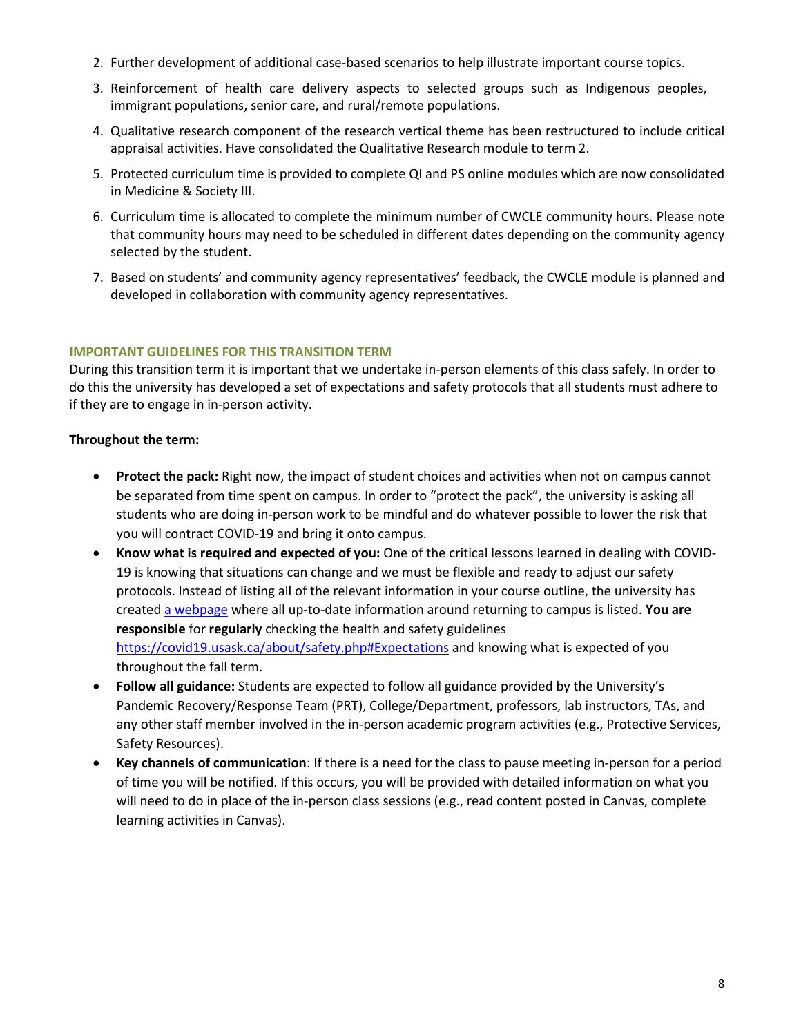2. Further development of additional case-based scenarios to help illustrate important course topics.
3. Reinforcement of health care delivery aspects to selected groups such as Indigenous peoples, immigrant populations, senior care, and rural/remote populations.
4. Qualitative research component of the research vertical theme has been restructured to include critical appraisal activities. Have consolidated the Qualitative Research module to term 2.
5. Protected curriculum time is provided to complete QI and PS online modules which are now consolidated in Medicine & Society III.
6. Curriculum time is allocated to complete the minimum number of CWCLE community hours. Please note that community hours may need to be scheduled in different dates depending on the community agency selected by the student.
7. Based on students' and community agency representatives' feedback, the CWCLE module is planned and developed in collaboration with community agency representatives.

## IMPORTANT GUIDELINES FOR THIS TRANSITION TERM

During this transition term it is important that we undertake in-person elements of this class safely. In order to do this the university has developed a set of expectations and safety protocols that all students must adhere to if they are to engage in in-person activity.

**Throughout the term:**

- **Protect the pack:** Right now, the impact of student choices and activities when not on campus cannot be separated from time spent on campus. In order to "protect the pack", the university is asking all students who are doing in-person work to be mindful and do whatever possible to lower the risk that you will contract COVID-19 and bring it onto campus.
- **Know what is required and expected of you:** One of the critical lessons learned in dealing with COVID-19 is knowing that situations can change and we must be flexible and ready to adjust our safety protocols. Instead of listing all of the relevant information in your course outline, the university has created [a webpage](https://covid19.usask.ca/about/safety.php#Expectations) where all up-to-date information around returning to campus is listed. **You are responsible** for **regularly** checking the health and safety guidelines https://covid19.usask.ca/about/safety.php#Expectations and knowing what is expected of you throughout the fall term.
- **Follow all guidance:** Students are expected to follow all guidance provided by the University's Pandemic Recovery/Response Team (PRT), College/Department, professors, lab instructors, TAs, and any other staff member involved in the in-person academic program activities (e.g., Protective Services, Safety Resources).
- **Key channels of communication**: If there is a need for the class to pause meeting in-person for a period of time you will be notified. If this occurs, you will be provided with detailed information on what you will need to do in place of the in-person class sessions (e.g., read content posted in Canvas, complete learning activities in Canvas).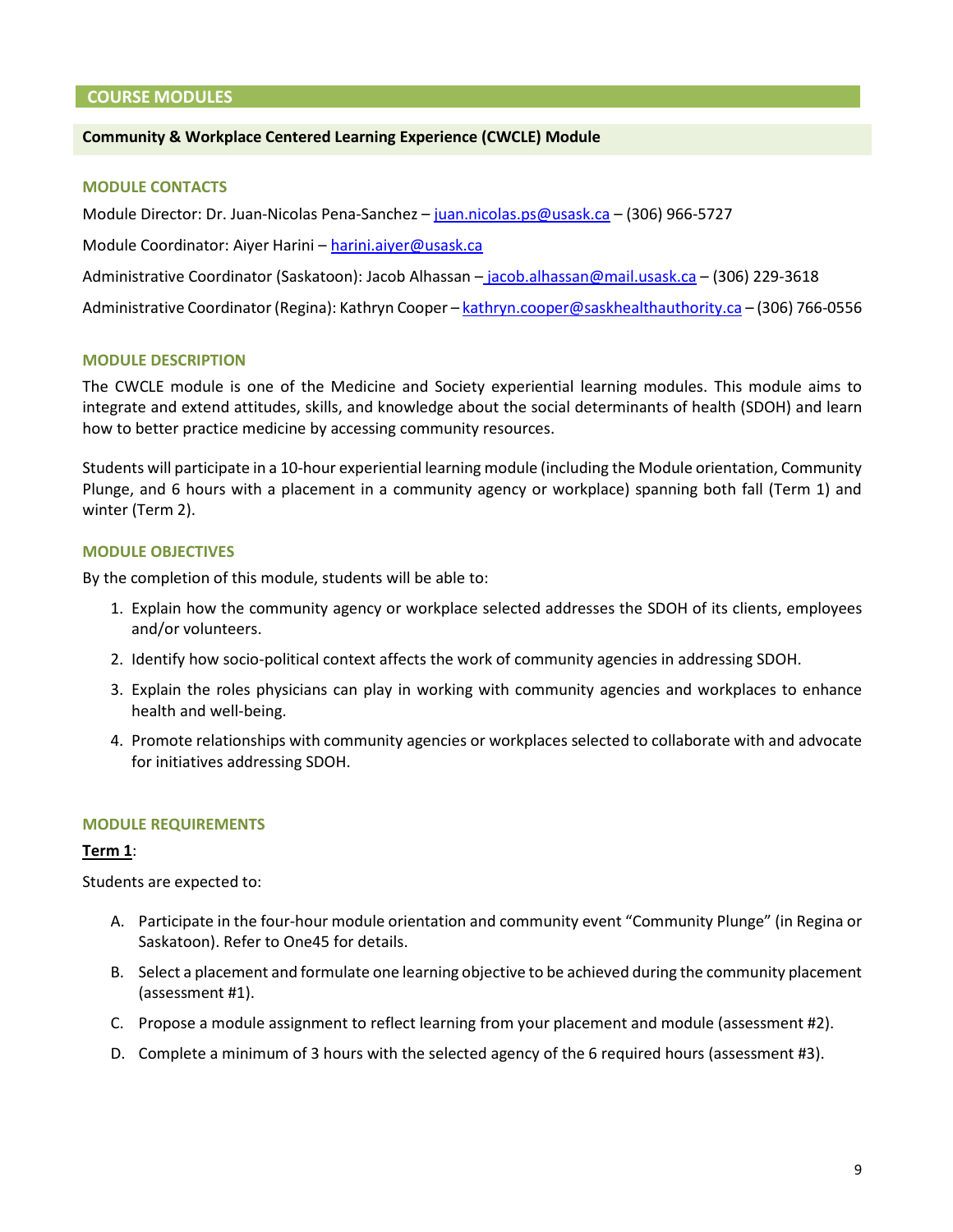## COURSE MODULES

### Community & Workplace Centered Learning Experience (CWCLE) Module

#### MODULE CONTACTS

Module Director: Dr. Juan-Nicolas Pena-Sanchez – juan.nicolas.ps@usask.ca – (306) 966-5727

Module Coordinator: Aiyer Harini – harini.aiyer@usask.ca

Administrative Coordinator (Saskatoon): Jacob Alhassan – jacob.alhassan@mail.usask.ca – (306) 229-3618

Administrative Coordinator (Regina): Kathryn Cooper – kathryn.cooper@saskhealthauthority.ca – (306) 766-0556

#### MODULE DESCRIPTION

The CWCLE module is one of the Medicine and Society experiential learning modules. This module aims to integrate and extend attitudes, skills, and knowledge about the social determinants of health (SDOH) and learn how to better practice medicine by accessing community resources.

Students will participate in a 10-hour experiential learning module (including the Module orientation, Community Plunge, and 6 hours with a placement in a community agency or workplace) spanning both fall (Term 1) and winter (Term 2).

#### MODULE OBJECTIVES

By the completion of this module, students will be able to:

1. Explain how the community agency or workplace selected addresses the SDOH of its clients, employees and/or volunteers.
2. Identify how socio-political context affects the work of community agencies in addressing SDOH.
3. Explain the roles physicians can play in working with community agencies and workplaces to enhance health and well-being.
4. Promote relationships with community agencies or workplaces selected to collaborate with and advocate for initiatives addressing SDOH.

#### MODULE REQUIREMENTS

**Term 1**:

Students are expected to:

A. Participate in the four-hour module orientation and community event "Community Plunge" (in Regina or Saskatoon). Refer to One45 for details.

B. Select a placement and formulate one learning objective to be achieved during the community placement (assessment #1).

C. Propose a module assignment to reflect learning from your placement and module (assessment #2).

D. Complete a minimum of 3 hours with the selected agency of the 6 required hours (assessment #3).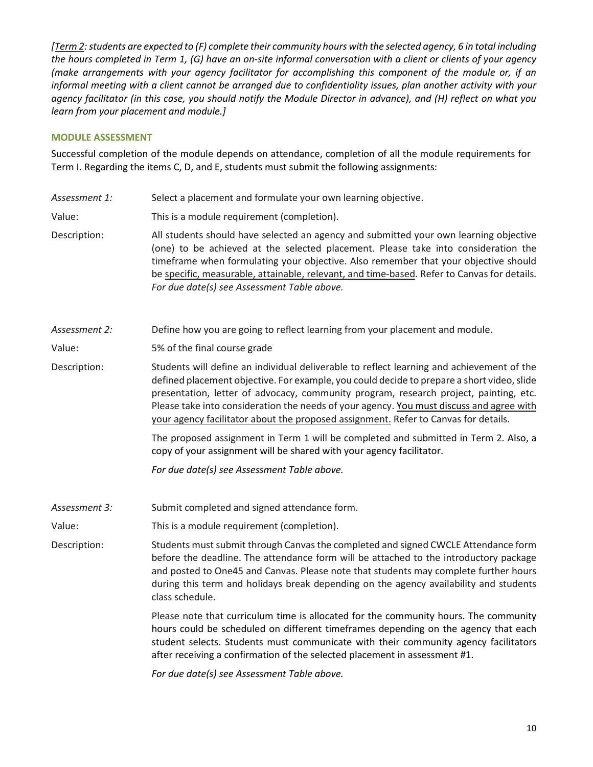*[Term 2: students are expected to (F) complete their community hours with the selected agency, 6 in total including the hours completed in Term 1, (G) have an on-site informal conversation with a client or clients of your agency (make arrangements with your agency facilitator for accomplishing this component of the module or, if an informal meeting with a client cannot be arranged due to confidentiality issues, plan another activity with your agency facilitator (in this case, you should notify the Module Director in advance), and (H) reflect on what you learn from your placement and module.]*

### MODULE ASSESSMENT

Successful completion of the module depends on attendance, completion of all the module requirements for Term I. Regarding the items C, D, and E, students must submit the following assignments:

*Assessment 1:* Select a placement and formulate your own learning objective.

Value: This is a module requirement (completion).

Description: All students should have selected an agency and submitted your own learning objective (one) to be achieved at the selected placement. Please take into consideration the timeframe when formulating your objective. Also remember that your objective should be specific, measurable, attainable, relevant, and time-based. Refer to Canvas for details. *For due date(s) see Assessment Table above.*

*Assessment 2:* Define how you are going to reflect learning from your placement and module.

Value: 5% of the final course grade

Description: Students will define an individual deliverable to reflect learning and achievement of the defined placement objective. For example, you could decide to prepare a short video, slide presentation, letter of advocacy, community program, research project, painting, etc. Please take into consideration the needs of your agency. You must discuss and agree with your agency facilitator about the proposed assignment. Refer to Canvas for details.

The proposed assignment in Term 1 will be completed and submitted in Term 2. Also, a copy of your assignment will be shared with your agency facilitator.

*For due date(s) see Assessment Table above.*

*Assessment 3:* Submit completed and signed attendance form.

Value: This is a module requirement (completion).

Description: Students must submit through Canvas the completed and signed CWCLE Attendance form before the deadline. The attendance form will be attached to the introductory package and posted to One45 and Canvas. Please note that students may complete further hours during this term and holidays break depending on the agency availability and students class schedule.

Please note that curriculum time is allocated for the community hours. The community hours could be scheduled on different timeframes depending on the agency that each student selects. Students must communicate with their community agency facilitators after receiving a confirmation of the selected placement in assessment #1.

*For due date(s) see Assessment Table above.*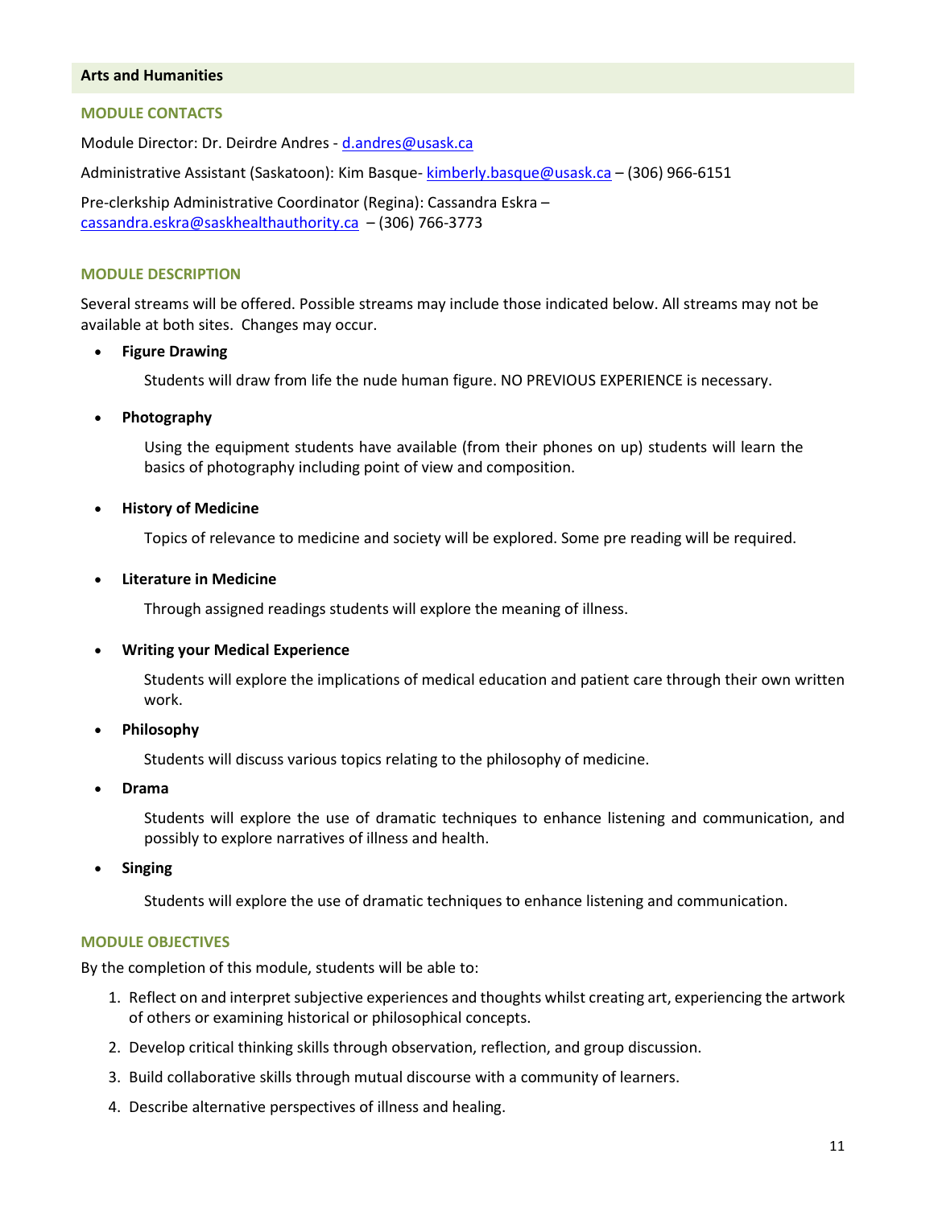## Arts and Humanities

### MODULE CONTACTS

Module Director: Dr. Deirdre Andres - d.andres@usask.ca

Administrative Assistant (Saskatoon): Kim Basque- kimberly.basque@usask.ca – (306) 966-6151

Pre-clerkship Administrative Coordinator (Regina): Cassandra Eskra – cassandra.eskra@saskhealthauthority.ca – (306) 766-3773

### MODULE DESCRIPTION

Several streams will be offered. Possible streams may include those indicated below. All streams may not be available at both sites. Changes may occur.

- **Figure Drawing**

  Students will draw from life the nude human figure. NO PREVIOUS EXPERIENCE is necessary.

- **Photography**

  Using the equipment students have available (from their phones on up) students will learn the basics of photography including point of view and composition.

- **History of Medicine**

  Topics of relevance to medicine and society will be explored. Some pre reading will be required.

- **Literature in Medicine**

  Through assigned readings students will explore the meaning of illness.

- **Writing your Medical Experience**

  Students will explore the implications of medical education and patient care through their own written work.

- **Philosophy**

  Students will discuss various topics relating to the philosophy of medicine.

- **Drama**

  Students will explore the use of dramatic techniques to enhance listening and communication, and possibly to explore narratives of illness and health.

- **Singing**

  Students will explore the use of dramatic techniques to enhance listening and communication.

### MODULE OBJECTIVES

By the completion of this module, students will be able to:

1. Reflect on and interpret subjective experiences and thoughts whilst creating art, experiencing the artwork of others or examining historical or philosophical concepts.
2. Develop critical thinking skills through observation, reflection, and group discussion.
3. Build collaborative skills through mutual discourse with a community of learners.
4. Describe alternative perspectives of illness and healing.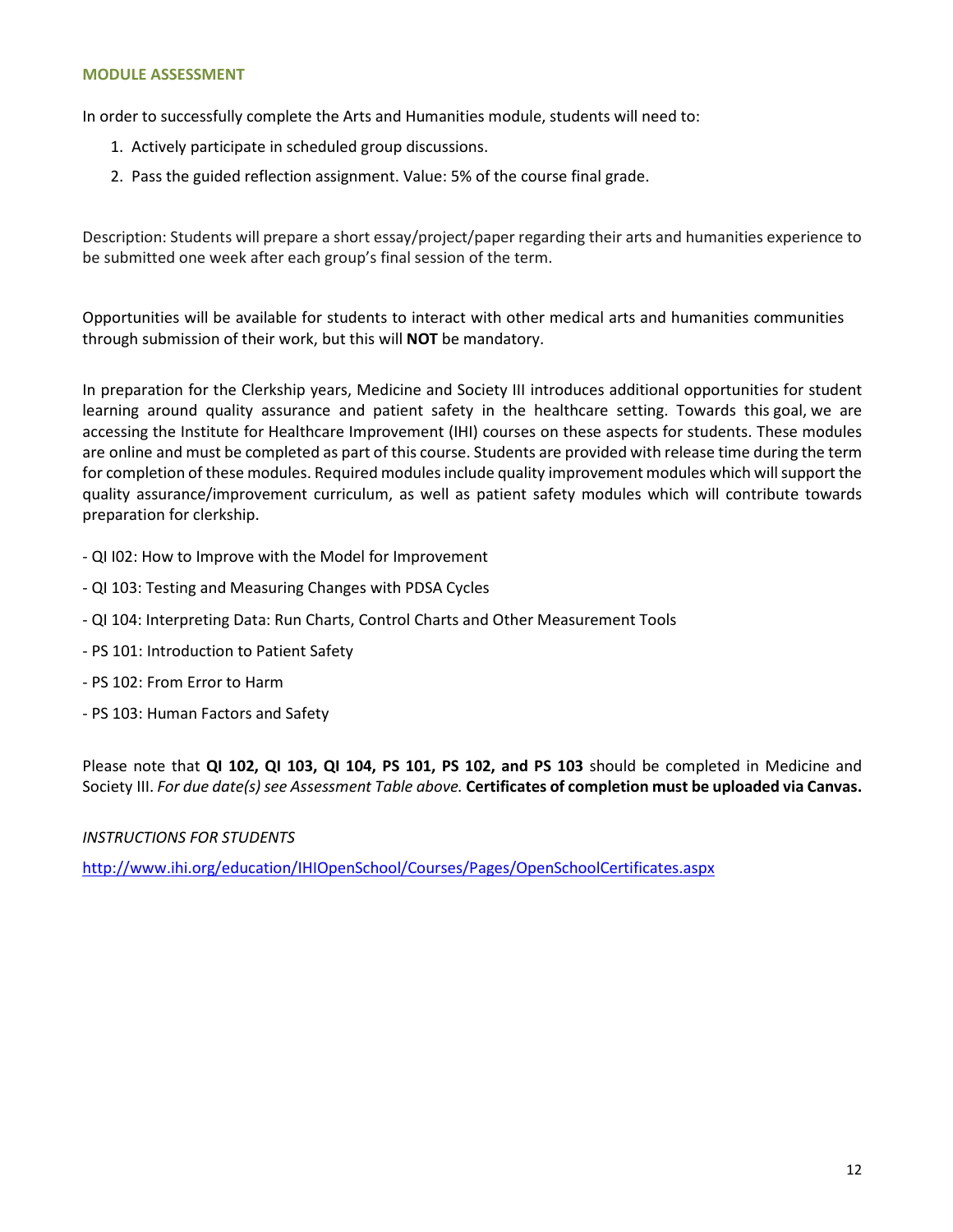#### MODULE ASSESSMENT

In order to successfully complete the Arts and Humanities module, students will need to:

1. Actively participate in scheduled group discussions.
2. Pass the guided reflection assignment. Value: 5% of the course final grade.

Description: Students will prepare a short essay/project/paper regarding their arts and humanities experience to be submitted one week after each group's final session of the term.

Opportunities will be available for students to interact with other medical arts and humanities communities through submission of their work, but this will **NOT** be mandatory.

In preparation for the Clerkship years, Medicine and Society III introduces additional opportunities for student learning around quality assurance and patient safety in the healthcare setting. Towards this goal, we are accessing the Institute for Healthcare Improvement (IHI) courses on these aspects for students. These modules are online and must be completed as part of this course. Students are provided with release time during the term for completion of these modules. Required modules include quality improvement modules which will support the quality assurance/improvement curriculum, as well as patient safety modules which will contribute towards preparation for clerkship.

- QI I02: How to Improve with the Model for Improvement
- QI 103: Testing and Measuring Changes with PDSA Cycles
- QI 104: Interpreting Data: Run Charts, Control Charts and Other Measurement Tools
- PS 101: Introduction to Patient Safety
- PS 102: From Error to Harm
- PS 103: Human Factors and Safety

Please note that **QI 102, QI 103, QI 104, PS 101, PS 102, and PS 103** should be completed in Medicine and Society III. *For due date(s) see Assessment Table above.* **Certificates of completion must be uploaded via Canvas.**

*INSTRUCTIONS FOR STUDENTS*

http://www.ihi.org/education/IHIOpenSchool/Courses/Pages/OpenSchoolCertificates.aspx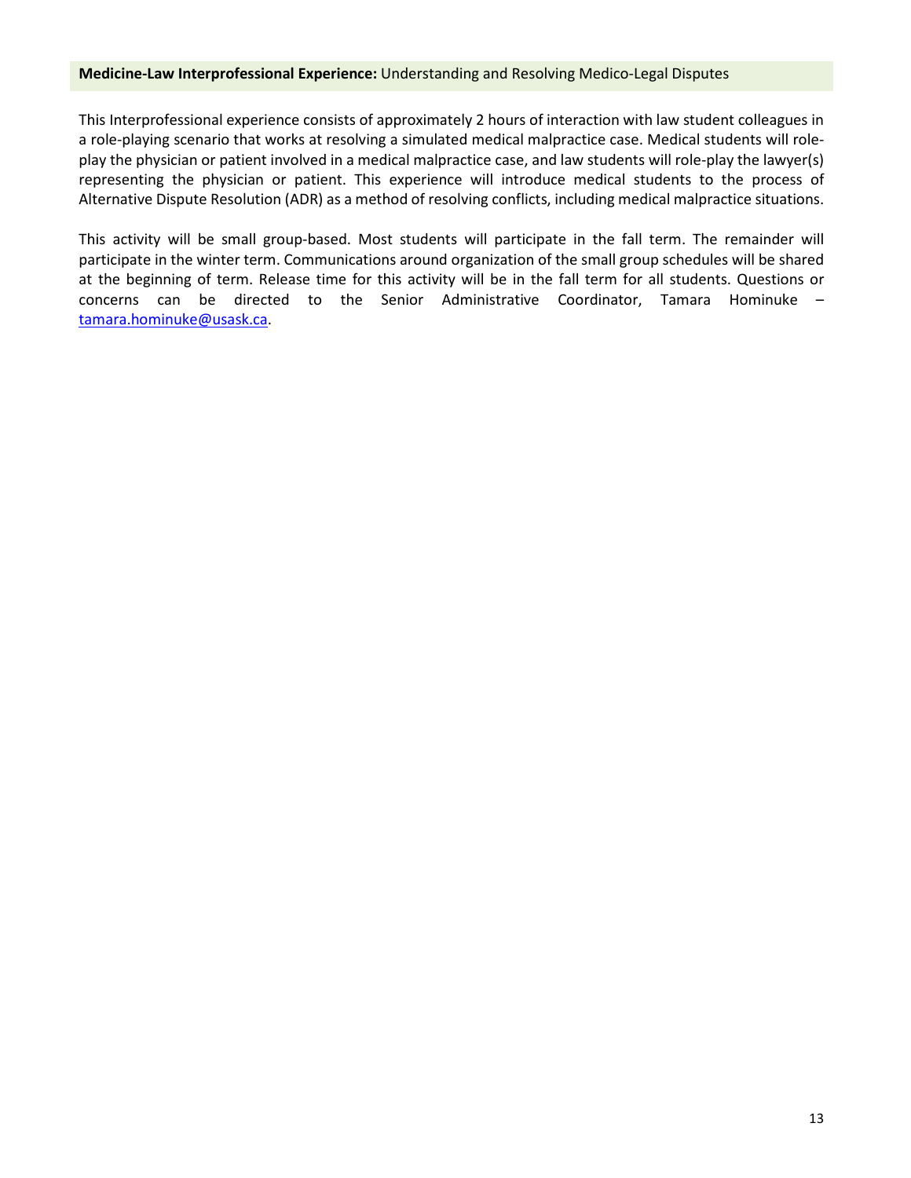**Medicine-Law Interprofessional Experience:** Understanding and Resolving Medico-Legal Disputes

This Interprofessional experience consists of approximately 2 hours of interaction with law student colleagues in a role-playing scenario that works at resolving a simulated medical malpractice case. Medical students will role-play the physician or patient involved in a medical malpractice case, and law students will role-play the lawyer(s) representing the physician or patient. This experience will introduce medical students to the process of Alternative Dispute Resolution (ADR) as a method of resolving conflicts, including medical malpractice situations.

This activity will be small group-based. Most students will participate in the fall term. The remainder will participate in the winter term. Communications around organization of the small group schedules will be shared at the beginning of term. Release time for this activity will be in the fall term for all students. Questions or concerns can be directed to the Senior Administrative Coordinator, Tamara Hominuke – tamara.hominuke@usask.ca.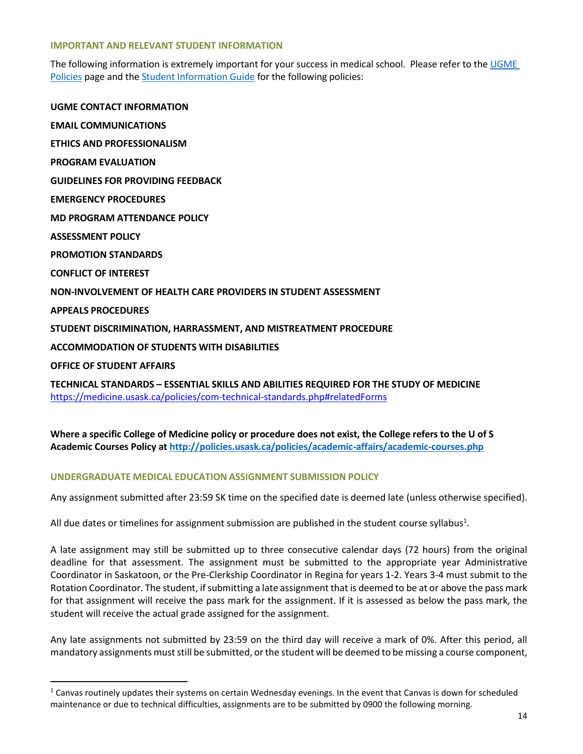## IMPORTANT AND RELEVANT STUDENT INFORMATION

The following information is extremely important for your success in medical school. Please refer to the [UGME Policies](UGME Policies) page and the [Student Information Guide](Student Information Guide) for the following policies:

**UGME CONTACT INFORMATION**

**EMAIL COMMUNICATIONS**

**ETHICS AND PROFESSIONALISM**

**PROGRAM EVALUATION**

**GUIDELINES FOR PROVIDING FEEDBACK**

**EMERGENCY PROCEDURES**

**MD PROGRAM ATTENDANCE POLICY**

**ASSESSMENT POLICY**

**PROMOTION STANDARDS**

**CONFLICT OF INTEREST**

**NON-INVOLVEMENT OF HEALTH CARE PROVIDERS IN STUDENT ASSESSMENT**

**APPEALS PROCEDURES**

**STUDENT DISCRIMINATION, HARRASSMENT, AND MISTREATMENT PROCEDURE**

**ACCOMMODATION OF STUDENTS WITH DISABILITIES**

**OFFICE OF STUDENT AFFAIRS**

**TECHNICAL STANDARDS – ESSENTIAL SKILLS AND ABILITIES REQUIRED FOR THE STUDY OF MEDICINE**
https://medicine.usask.ca/policies/com-technical-standards.php#relatedForms

**Where a specific College of Medicine policy or procedure does not exist, the College refers to the U of S Academic Courses Policy at http://policies.usask.ca/policies/academic-affairs/academic-courses.php**

## UNDERGRADUATE MEDICAL EDUCATION ASSIGNMENT SUBMISSION POLICY

Any assignment submitted after 23:59 SK time on the specified date is deemed late (unless otherwise specified).

All due dates or timelines for assignment submission are published in the student course syllabus[1].

A late assignment may still be submitted up to three consecutive calendar days (72 hours) from the original deadline for that assessment. The assignment must be submitted to the appropriate year Administrative Coordinator in Saskatoon, or the Pre-Clerkship Coordinator in Regina for years 1-2. Years 3-4 must submit to the Rotation Coordinator. The student, if submitting a late assignment that is deemed to be at or above the pass mark for that assignment will receive the pass mark for the assignment. If it is assessed as below the pass mark, the student will receive the actual grade assigned for the assignment.

Any late assignments not submitted by 23:59 on the third day will receive a mark of 0%. After this period, all mandatory assignments must still be submitted, or the student will be deemed to be missing a course component,

---

[1] Canvas routinely updates their systems on certain Wednesday evenings. In the event that Canvas is down for scheduled maintenance or due to technical difficulties, assignments are to be submitted by 0900 the following morning.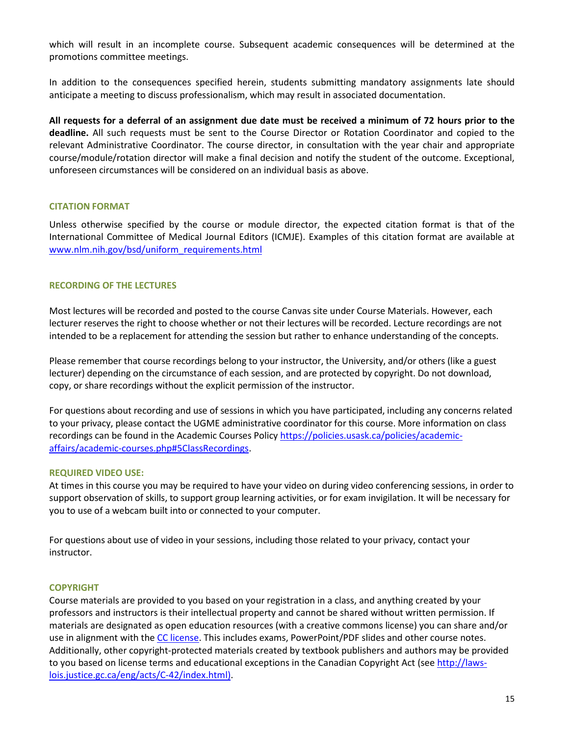which will result in an incomplete course. Subsequent academic consequences will be determined at the promotions committee meetings.

In addition to the consequences specified herein, students submitting mandatory assignments late should anticipate a meeting to discuss professionalism, which may result in associated documentation.

**All requests for a deferral of an assignment due date must be received a minimum of 72 hours prior to the deadline.** All such requests must be sent to the Course Director or Rotation Coordinator and copied to the relevant Administrative Coordinator. The course director, in consultation with the year chair and appropriate course/module/rotation director will make a final decision and notify the student of the outcome. Exceptional, unforeseen circumstances will be considered on an individual basis as above.

## CITATION FORMAT

Unless otherwise specified by the course or module director, the expected citation format is that of the International Committee of Medical Journal Editors (ICMJE). Examples of this citation format are available at [www.nlm.nih.gov/bsd/uniform_requirements.html](www.nlm.nih.gov/bsd/uniform_requirements.html)

## RECORDING OF THE LECTURES

Most lectures will be recorded and posted to the course Canvas site under Course Materials. However, each lecturer reserves the right to choose whether or not their lectures will be recorded. Lecture recordings are not intended to be a replacement for attending the session but rather to enhance understanding of the concepts.

Please remember that course recordings belong to your instructor, the University, and/or others (like a guest lecturer) depending on the circumstance of each session, and are protected by copyright. Do not download, copy, or share recordings without the explicit permission of the instructor.

For questions about recording and use of sessions in which you have participated, including any concerns related to your privacy, please contact the UGME administrative coordinator for this course. More information on class recordings can be found in the Academic Courses Policy [https://policies.usask.ca/policies/academic-affairs/academic-courses.php#5ClassRecordings](https://policies.usask.ca/policies/academic-affairs/academic-courses.php#5ClassRecordings).

## REQUIRED VIDEO USE:

At times in this course you may be required to have your video on during video conferencing sessions, in order to support observation of skills, to support group learning activities, or for exam invigilation. It will be necessary for you to use of a webcam built into or connected to your computer.

For questions about use of video in your sessions, including those related to your privacy, contact your instructor.

## COPYRIGHT

Course materials are provided to you based on your registration in a class, and anything created by your professors and instructors is their intellectual property and cannot be shared without written permission. If materials are designated as open education resources (with a creative commons license) you can share and/or use in alignment with the CC license. This includes exams, PowerPoint/PDF slides and other course notes. Additionally, other copyright-protected materials created by textbook publishers and authors may be provided to you based on license terms and educational exceptions in the Canadian Copyright Act (see [http://laws-lois.justice.gc.ca/eng/acts/C-42/index.html](http://laws-lois.justice.gc.ca/eng/acts/C-42/index.html)).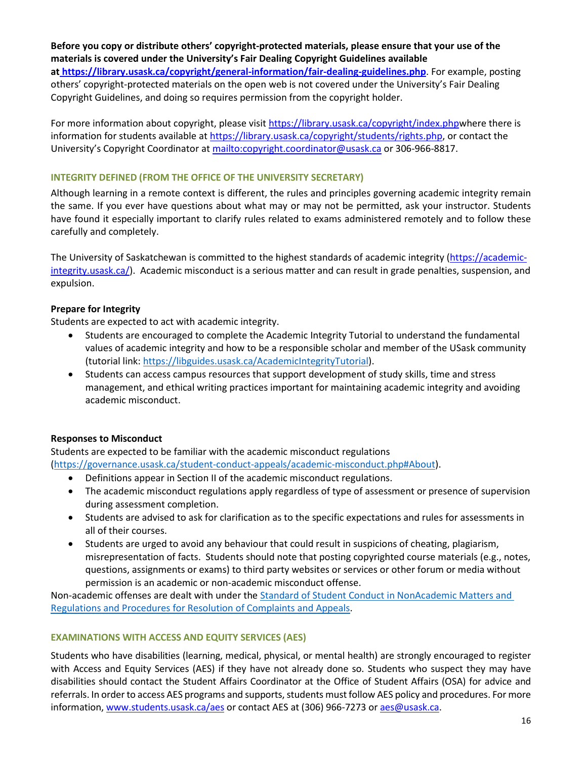**Before you copy or distribute others' copyright-protected materials, please ensure that your use of the materials is covered under the University's Fair Dealing Copyright Guidelines available at [https://library.usask.ca/copyright/general-information/fair-dealing-guidelines.php](https://library.usask.ca/copyright/general-information/fair-dealing-guidelines.php)**. For example, posting others' copyright-protected materials on the open web is not covered under the University's Fair Dealing Copyright Guidelines, and doing so requires permission from the copyright holder.

For more information about copyright, please visit [https://library.usask.ca/copyright/index.php](https://library.usask.ca/copyright/index.php)where there is information for students available at [https://library.usask.ca/copyright/students/rights.php](https://library.usask.ca/copyright/students/rights.php), or contact the University's Copyright Coordinator at [mailto:copyright.coordinator@usask.ca](mailto:copyright.coordinator@usask.ca) or 306-966-8817.

## INTEGRITY DEFINED (FROM THE OFFICE OF THE UNIVERSITY SECRETARY)

Although learning in a remote context is different, the rules and principles governing academic integrity remain the same. If you ever have questions about what may or may not be permitted, ask your instructor. Students have found it especially important to clarify rules related to exams administered remotely and to follow these carefully and completely.

The University of Saskatchewan is committed to the highest standards of academic integrity ([https://academic-integrity.usask.ca/](https://academic-integrity.usask.ca/)). Academic misconduct is a serious matter and can result in grade penalties, suspension, and expulsion.

**Prepare for Integrity**

Students are expected to act with academic integrity.

- Students are encouraged to complete the Academic Integrity Tutorial to understand the fundamental values of academic integrity and how to be a responsible scholar and member of the USask community (tutorial link: [https://libguides.usask.ca/AcademicIntegrityTutorial](https://libguides.usask.ca/AcademicIntegrityTutorial)).
- Students can access campus resources that support development of study skills, time and stress management, and ethical writing practices important for maintaining academic integrity and avoiding academic misconduct.

**Responses to Misconduct**

Students are expected to be familiar with the academic misconduct regulations ([https://governance.usask.ca/student-conduct-appeals/academic-misconduct.php#About](https://governance.usask.ca/student-conduct-appeals/academic-misconduct.php#About)).

- Definitions appear in Section II of the academic misconduct regulations.
- The academic misconduct regulations apply regardless of type of assessment or presence of supervision during assessment completion.
- Students are advised to ask for clarification as to the specific expectations and rules for assessments in all of their courses.
- Students are urged to avoid any behaviour that could result in suspicions of cheating, plagiarism, misrepresentation of facts. Students should note that posting copyrighted course materials (e.g., notes, questions, assignments or exams) to third party websites or services or other forum or media without permission is an academic or non-academic misconduct offense.

Non-academic offenses are dealt with under the Standard of Student Conduct in NonAcademic Matters and Regulations and Procedures for Resolution of Complaints and Appeals.

## EXAMINATIONS WITH ACCESS AND EQUITY SERVICES (AES)

Students who have disabilities (learning, medical, physical, or mental health) are strongly encouraged to register with Access and Equity Services (AES) if they have not already done so. Students who suspect they may have disabilities should contact the Student Affairs Coordinator at the Office of Student Affairs (OSA) for advice and referrals. In order to access AES programs and supports, students must follow AES policy and procedures. For more information, [www.students.usask.ca/aes](www.students.usask.ca/aes) or contact AES at (306) 966-7273 or [aes@usask.ca](mailto:aes@usask.ca).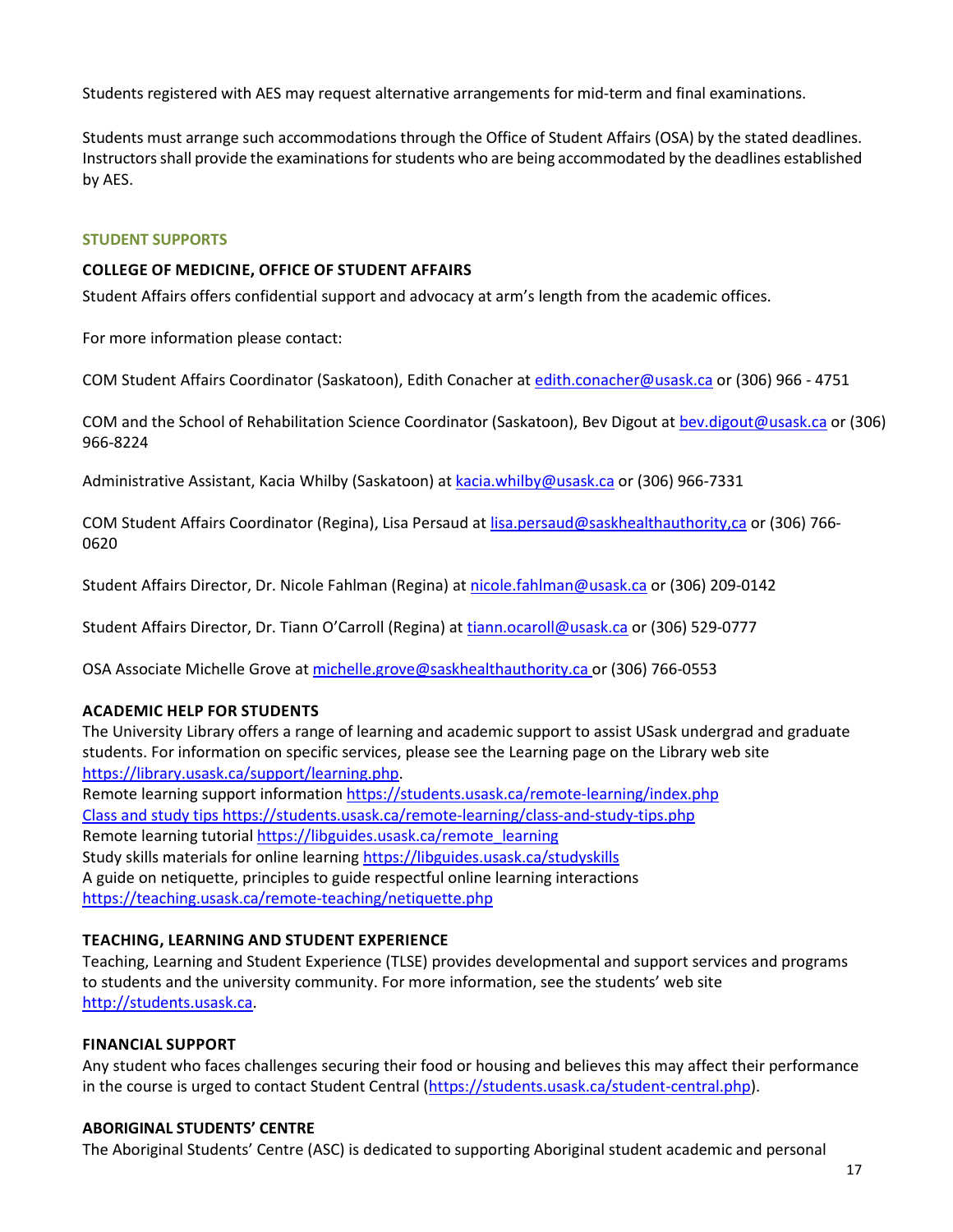Students registered with AES may request alternative arrangements for mid-term and final examinations.

Students must arrange such accommodations through the Office of Student Affairs (OSA) by the stated deadlines. Instructors shall provide the examinations for students who are being accommodated by the deadlines established by AES.

## STUDENT SUPPORTS

### COLLEGE OF MEDICINE, OFFICE OF STUDENT AFFAIRS

Student Affairs offers confidential support and advocacy at arm's length from the academic offices.

For more information please contact:

COM Student Affairs Coordinator (Saskatoon), Edith Conacher at edith.conacher@usask.ca or (306) 966 - 4751

COM and the School of Rehabilitation Science Coordinator (Saskatoon), Bev Digout at bev.digout@usask.ca or (306) 966-8224

Administrative Assistant, Kacia Whilby (Saskatoon) at kacia.whilby@usask.ca or (306) 966-7331

COM Student Affairs Coordinator (Regina), Lisa Persaud at lisa.persaud@saskhealthauthority,ca or (306) 766-0620

Student Affairs Director, Dr. Nicole Fahlman (Regina) at nicole.fahlman@usask.ca or (306) 209-0142

Student Affairs Director, Dr. Tiann O'Carroll (Regina) at tiann.ocaroll@usask.ca or (306) 529-0777

OSA Associate Michelle Grove at michelle.grove@saskhealthauthority.ca or (306) 766-0553

### ACADEMIC HELP FOR STUDENTS

The University Library offers a range of learning and academic support to assist USask undergrad and graduate students. For information on specific services, please see the Learning page on the Library web site https://library.usask.ca/support/learning.php.
Remote learning support information https://students.usask.ca/remote-learning/index.php
Class and study tips https://students.usask.ca/remote-learning/class-and-study-tips.php
Remote learning tutorial https://libguides.usask.ca/remote_learning
Study skills materials for online learning https://libguides.usask.ca/studyskills
A guide on netiquette, principles to guide respectful online learning interactions
https://teaching.usask.ca/remote-teaching/netiquette.php

### TEACHING, LEARNING AND STUDENT EXPERIENCE

Teaching, Learning and Student Experience (TLSE) provides developmental and support services and programs to students and the university community. For more information, see the students' web site http://students.usask.ca.

### FINANCIAL SUPPORT

Any student who faces challenges securing their food or housing and believes this may affect their performance in the course is urged to contact Student Central (https://students.usask.ca/student-central.php).

### ABORIGINAL STUDENTS' CENTRE

The Aboriginal Students' Centre (ASC) is dedicated to supporting Aboriginal student academic and personal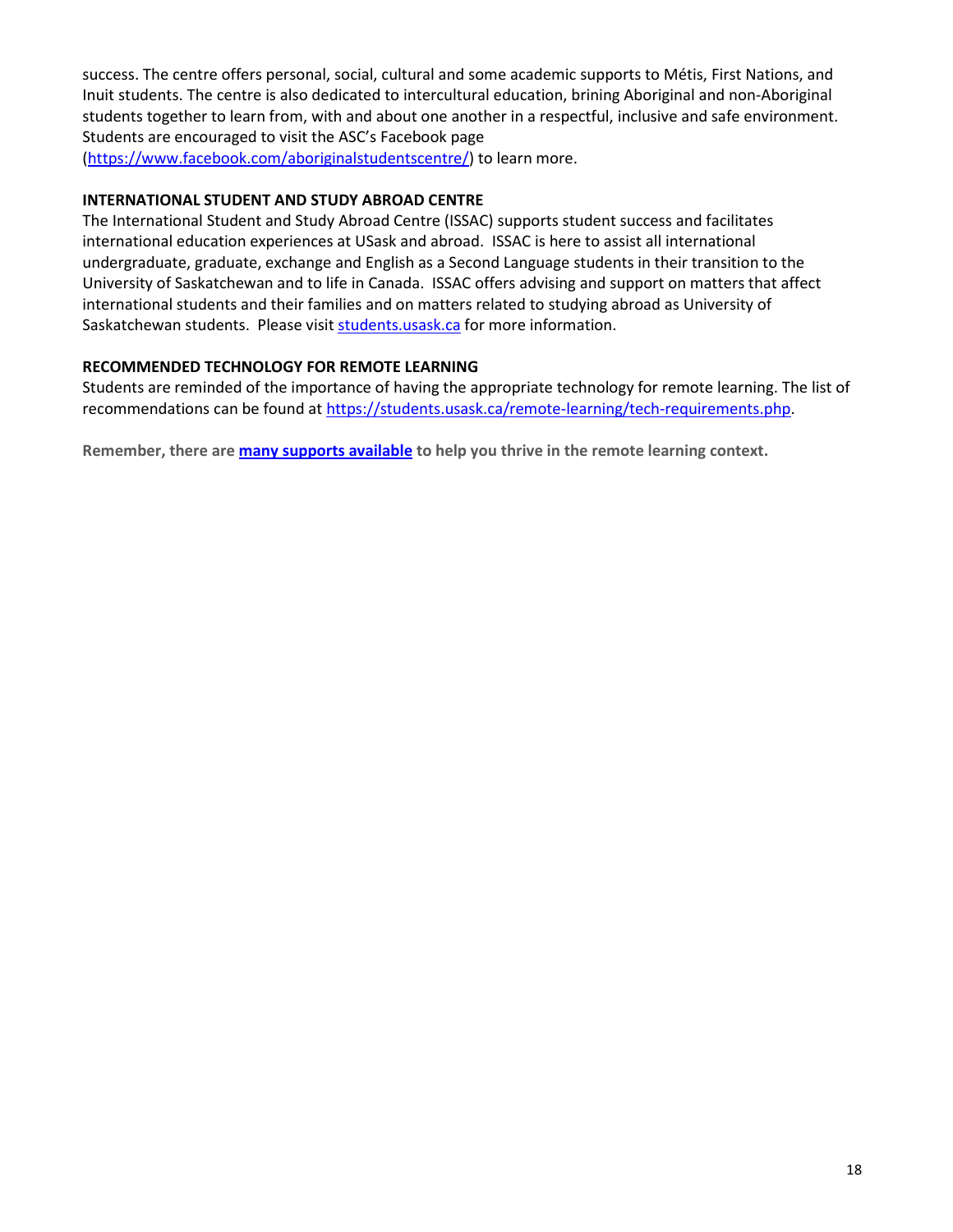success. The centre offers personal, social, cultural and some academic supports to Métis, First Nations, and Inuit students. The centre is also dedicated to intercultural education, brining Aboriginal and non-Aboriginal students together to learn from, with and about one another in a respectful, inclusive and safe environment. Students are encouraged to visit the ASC's Facebook page (https://www.facebook.com/aboriginalstudentscentre/) to learn more.

**INTERNATIONAL STUDENT AND STUDY ABROAD CENTRE**

The International Student and Study Abroad Centre (ISSAC) supports student success and facilitates international education experiences at USask and abroad. ISSAC is here to assist all international undergraduate, graduate, exchange and English as a Second Language students in their transition to the University of Saskatchewan and to life in Canada. ISSAC offers advising and support on matters that affect international students and their families and on matters related to studying abroad as University of Saskatchewan students. Please visit students.usask.ca for more information.

**RECOMMENDED TECHNOLOGY FOR REMOTE LEARNING**

Students are reminded of the importance of having the appropriate technology for remote learning. The list of recommendations can be found at https://students.usask.ca/remote-learning/tech-requirements.php.

**Remember, there are many supports available to help you thrive in the remote learning context.**